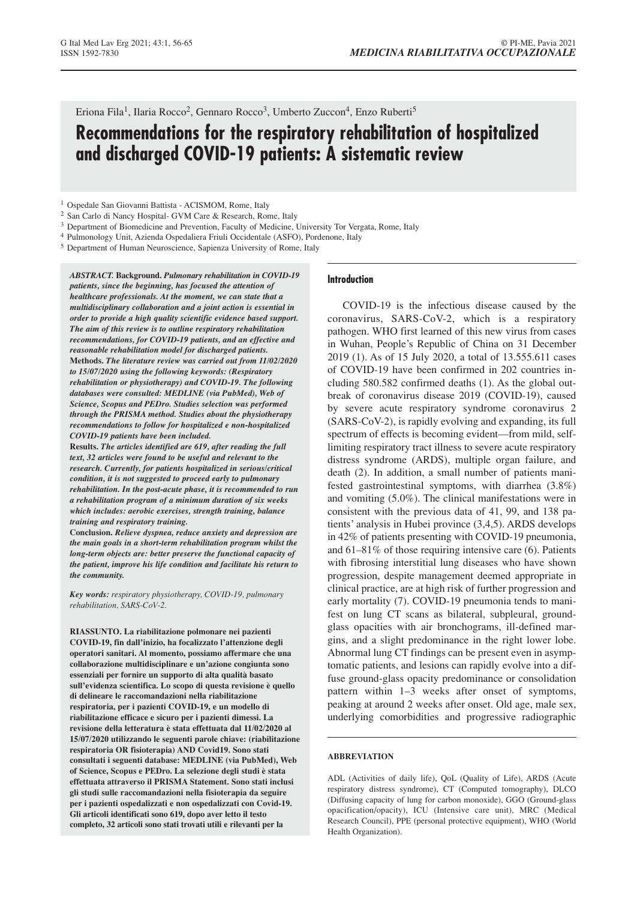Eriona Fila[1], Ilaria Rocco[2], Gennaro Rocco[3], Umberto Zuccon[4], Enzo Ruberti[5]

# Recommendations for the respiratory rehabilitation of hospitalized and discharged COVID-19 patients: A sistematic review

[1] Ospedale San Giovanni Battista - ACISMOM, Rome, Italy
[2] San Carlo di Nancy Hospital- GVM Care & Research, Rome, Italy
[3] Department of Biomedicine and Prevention, Faculty of Medicine, University Tor Vergata, Rome, Italy
[4] Pulmonology Unit, Azienda Ospedaliera Friuli Occidentale (ASFO), Pordenone, Italy
[5] Department of Human Neuroscience, Sapienza University of Rome, Italy

***ABSTRACT.*** **Background.** ***Pulmonary rehabilitation in COVID-19 patients, since the beginning, has focused the attention of healthcare professionals. At the moment, we can state that a multidisciplinary collaboration and a joint action is essential in order to provide a high quality scientific evidence based support. The aim of this review is to outline respiratory rehabilitation recommendations, for COVID-19 patients, and an effective and reasonable rehabilitation model for discharged patients.***
**Methods.** ***The literature review was carried out from 11/02/2020 to 15/07/2020 using the following keywords: (Respiratory rehabilitation or physiotherapy) and COVID-19. The following databases were consulted: MEDLINE (via PubMed), Web of Science, Scopus and PEDro. Studies selection was performed through the PRISMA method. Studies about the physiotherapy recommendations to follow for hospitalized e non-hospitalized COVID-19 patients have been included.***
**Results.** ***The articles identified are 619, after reading the full text, 32 articles were found to be useful and relevant to the research. Currently, for patients hospitalized in serious/critical condition, it is not suggested to proceed early to pulmonary rehabilitation. In the post-acute phase, it is recommended to run a rehabilitation program of a minimum duration of six weeks which includes: aerobic exercises, strength training, balance training and respiratory training.***
**Conclusion.** ***Relieve dyspnea, reduce anxiety and depression are the main goals in a short-term rehabilitation program whilst the long-term objects are: better preserve the functional capacity of the patient, improve his life condition and facilitate his return to the community.***

***Key words:*** *respiratory physiotherapy, COVID-19, pulmonary rehabilitation, SARS-CoV-2.*

**RIASSUNTO. La riabilitazione polmonare nei pazienti COVID-19, fin dall'inizio, ha focalizzato l'attenzione degli operatori sanitari. Al momento, possiamo affermare che una collaborazione multidisciplinare e un'azione congiunta sono essenziali per fornire un supporto di alta qualità basato sull'evidenza scientifica. Lo scopo di questa revisione è quello di delineare le raccomandazioni nella riabilitazione respiratoria, per i pazienti COVID-19, e un modello di riabilitazione efficace e sicuro per i pazienti dimessi. La revisione della letteratura è stata effettuata dal 11/02/2020 al 15/07/2020 utilizzando le seguenti parole chiave: (riabilitazione respiratoria OR fisioterapia) AND Covid19. Sono stati consultati i seguenti database: MEDLINE (via PubMed), Web of Science, Scopus e PEDro. La selezione degli studi è stata effettuata attraverso il PRISMA Statement. Sono stati inclusi gli studi sulle raccomandazioni nella fisioterapia da seguire per i pazienti ospedalizzati e non ospedalizzati con Covid-19. Gli articoli identificati sono 619, dopo aver letto il testo completo, 32 articoli sono stati trovati utili e rilevanti per la**

## Introduction

COVID-19 is the infectious disease caused by the coronavirus, SARS-CoV-2, which is a respiratory pathogen. WHO first learned of this new virus from cases in Wuhan, People's Republic of China on 31 December 2019 (1). As of 15 July 2020, a total of 13.555.611 cases of COVID-19 have been confirmed in 202 countries including 580.582 confirmed deaths (1). As the global outbreak of coronavirus disease 2019 (COVID-19), caused by severe acute respiratory syndrome coronavirus 2 (SARS-CoV-2), is rapidly evolving and expanding, its full spectrum of effects is becoming evident—from mild, self-limiting respiratory tract illness to severe acute respiratory distress syndrome (ARDS), multiple organ failure, and death (2). In addition, a small number of patients manifested gastrointestinal symptoms, with diarrhea (3.8%) and vomiting (5.0%). The clinical manifestations were in consistent with the previous data of 41, 99, and 138 patients' analysis in Hubei province (3,4,5). ARDS develops in 42% of patients presenting with COVID-19 pneumonia, and 61–81% of those requiring intensive care (6). Patients with fibrosing interstitial lung diseases who have shown progression, despite management deemed appropriate in clinical practice, are at high risk of further progression and early mortality (7). COVID-19 pneumonia tends to manifest on lung CT scans as bilateral, subpleural, ground-glass opacities with air bronchograms, ill-defined margins, and a slight predominance in the right lower lobe. Abnormal lung CT findings can be present even in asymptomatic patients, and lesions can rapidly evolve into a diffuse ground-glass opacity predominance or consolidation pattern within 1–3 weeks after onset of symptoms, peaking at around 2 weeks after onset. Old age, male sex, underlying comorbidities and progressive radiographic

**ABBREVIATION**

ADL (Activities of daily life), QoL (Quality of Life), ARDS (Acute respiratory distress syndrome), CT (Computed tomography), DLCO (Diffusing capacity of lung for carbon monoxide), GGO (Ground-glass opacification/opacity), ICU (Intensive care unit), MRC (Medical Research Council), PPE (personal protective equipment), WHO (World Health Organization).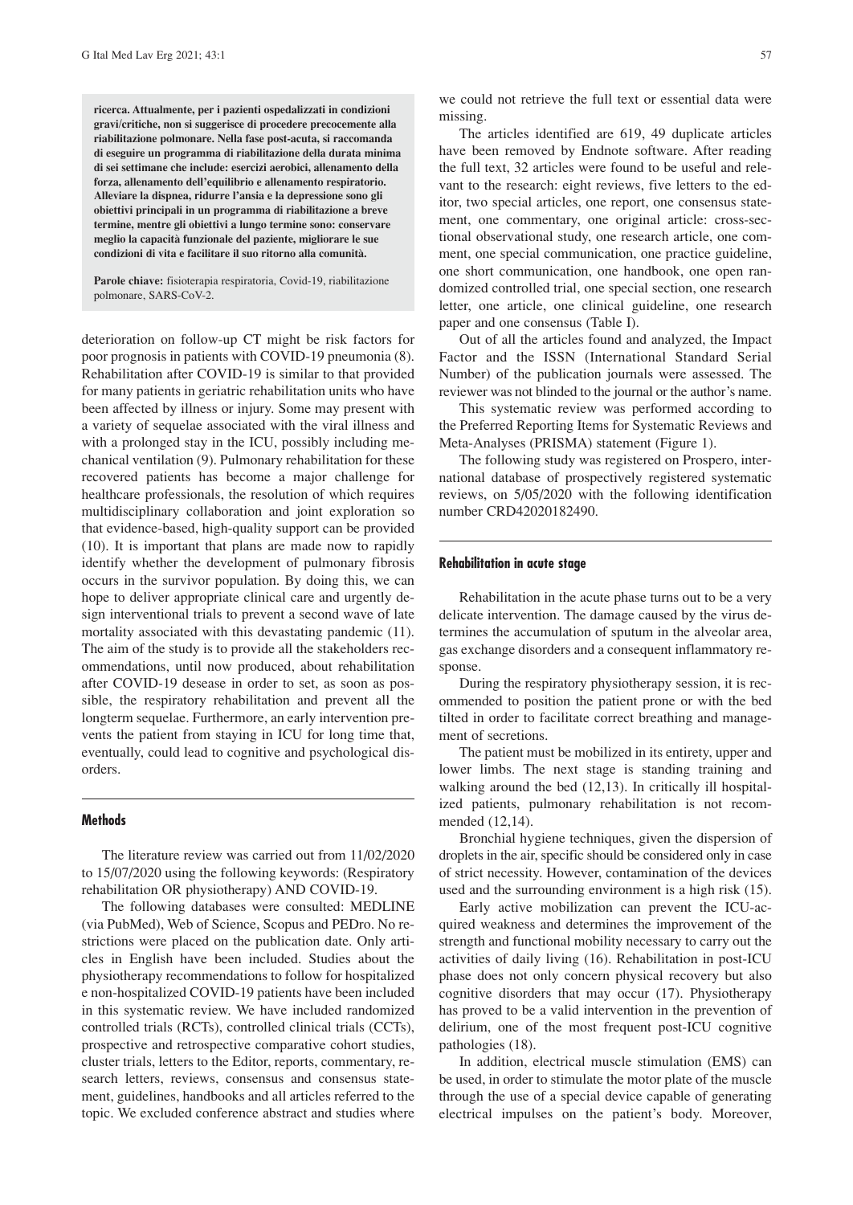**ricerca. Attualmente, per i pazienti ospedalizzati in condizioni gravi/critiche, non si suggerisce di procedere precocemente alla riabilitazione polmonare. Nella fase post-acuta, si raccomanda di eseguire un programma di riabilitazione della durata minima di sei settimane che include: esercizi aerobici, allenamento della forza, allenamento dell'equilibrio e allenamento respiratorio. Alleviare la dispnea, ridurre l'ansia e la depressione sono gli obiettivi principali in un programma di riabilitazione a breve termine, mentre gli obiettivi a lungo termine sono: conservare meglio la capacità funzionale del paziente, migliorare le sue condizioni di vita e facilitare il suo ritorno alla comunità.**

**Parole chiave:** fisioterapia respiratoria, Covid-19, riabilitazione polmonare, SARS-CoV-2.

deterioration on follow-up CT might be risk factors for poor prognosis in patients with COVID-19 pneumonia (8). Rehabilitation after COVID-19 is similar to that provided for many patients in geriatric rehabilitation units who have been affected by illness or injury. Some may present with a variety of sequelae associated with the viral illness and with a prolonged stay in the ICU, possibly including mechanical ventilation (9). Pulmonary rehabilitation for these recovered patients has become a major challenge for healthcare professionals, the resolution of which requires multidisciplinary collaboration and joint exploration so that evidence-based, high-quality support can be provided (10). It is important that plans are made now to rapidly identify whether the development of pulmonary fibrosis occurs in the survivor population. By doing this, we can hope to deliver appropriate clinical care and urgently design interventional trials to prevent a second wave of late mortality associated with this devastating pandemic (11). The aim of the study is to provide all the stakeholders recommendations, until now produced, about rehabilitation after COVID-19 desease in order to set, as soon as possible, the respiratory rehabilitation and prevent all the longterm sequelae. Furthermore, an early intervention prevents the patient from staying in ICU for long time that, eventually, could lead to cognitive and psychological disorders.

## Methods

The literature review was carried out from 11/02/2020 to 15/07/2020 using the following keywords: (Respiratory rehabilitation OR physiotherapy) AND COVID-19.

The following databases were consulted: MEDLINE (via PubMed), Web of Science, Scopus and PEDro. No restrictions were placed on the publication date. Only articles in English have been included. Studies about the physiotherapy recommendations to follow for hospitalized e non-hospitalized COVID-19 patients have been included in this systematic review. We have included randomized controlled trials (RCTs), controlled clinical trials (CCTs), prospective and retrospective comparative cohort studies, cluster trials, letters to the Editor, reports, commentary, research letters, reviews, consensus and consensus statement, guidelines, handbooks and all articles referred to the topic. We excluded conference abstract and studies where we could not retrieve the full text or essential data were missing.

The articles identified are 619, 49 duplicate articles have been removed by Endnote software. After reading the full text, 32 articles were found to be useful and relevant to the research: eight reviews, five letters to the editor, two special articles, one report, one consensus statement, one commentary, one original article: cross-sectional observational study, one research article, one comment, one special communication, one practice guideline, one short communication, one handbook, one open randomized controlled trial, one special section, one research letter, one article, one clinical guideline, one research paper and one consensus (Table I).

Out of all the articles found and analyzed, the Impact Factor and the ISSN (International Standard Serial Number) of the publication journals were assessed. The reviewer was not blinded to the journal or the author's name.

This systematic review was performed according to the Preferred Reporting Items for Systematic Reviews and Meta-Analyses (PRISMA) statement (Figure 1).

The following study was registered on Prospero, international database of prospectively registered systematic reviews, on 5/05/2020 with the following identification number CRD42020182490.

## Rehabilitation in acute stage

Rehabilitation in the acute phase turns out to be a very delicate intervention. The damage caused by the virus determines the accumulation of sputum in the alveolar area, gas exchange disorders and a consequent inflammatory response.

During the respiratory physiotherapy session, it is recommended to position the patient prone or with the bed tilted in order to facilitate correct breathing and management of secretions.

The patient must be mobilized in its entirety, upper and lower limbs. The next stage is standing training and walking around the bed (12,13). In critically ill hospitalized patients, pulmonary rehabilitation is not recommended (12,14).

Bronchial hygiene techniques, given the dispersion of droplets in the air, specific should be considered only in case of strict necessity. However, contamination of the devices used and the surrounding environment is a high risk (15).

Early active mobilization can prevent the ICU-acquired weakness and determines the improvement of the strength and functional mobility necessary to carry out the activities of daily living (16). Rehabilitation in post-ICU phase does not only concern physical recovery but also cognitive disorders that may occur (17). Physiotherapy has proved to be a valid intervention in the prevention of delirium, one of the most frequent post-ICU cognitive pathologies (18).

In addition, electrical muscle stimulation (EMS) can be used, in order to stimulate the motor plate of the muscle through the use of a special device capable of generating electrical impulses on the patient's body. Moreover,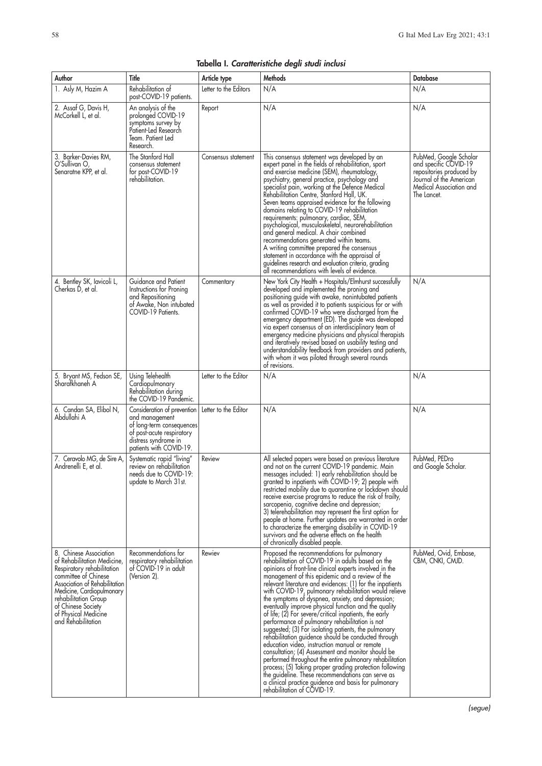**Tabella I. *Caratteristiche degli studi inclusi***

| Author | Title | Article type | Methods | Database |
|---|---|---|---|---|
| 1. Asly M, Hazim A | Rehabilitation of post-COVID-19 patients. | Letter to the Editors | N/A | N/A |
| 2. Assaf G, Davis H, McCorkell L, et al. | An analysis of the prolonged COVID-19 symptoms survey by Patient-Led Research Team. Patient Led Research. | Report | N/A | N/A |
| 3. Barker-Davies RM, O'Sullivan O, Senaratne KPP, et al. | The Stanford Hall consensus statement for post-COVID-19 rehabilitation. | Consensus statement | This consensus statement was developed by an expert panel in the fields of rehabilitation, sport and exercise medicine (SEM), rheumatology, psychiatry, general practice, psychology and specialist pain, working at the Defence Medical Rehabilitation Centre, Stanford Hall, UK. Seven teams appraised evidence for the following domains relating to COVID-19 rehabilitation requirements: pulmonary, cardiac, SEM, psychological, musculoskeletal, neurorehabilitation and general medical. A chair combined recommendations generated within teams. A writing committee prepared the consensus statement in accordance with the appraisal of guidelines research and evaluation criteria, grading all recommendations with levels of evidence. | PubMed, Google Scholar and specific COVID-19 repositories produced by Journal of the American Medical Association and The Lancet. |
| 4. Bentley SK, Iavicoli L, Cherkas D, et al. | Guidance and Patient Instructions for Proning and Repositioning of Awake, Non intubated COVID-19 Patients. | Commentary | New York City Health + Hospitals/Elmhurst successfully developed and implemented the proning and positioning guide with awake, nonintubated patients as well as provided it to patients suspicious for or with confirmed COVID-19 who were discharged from the emergency department (ED). The guide was developed via expert consensus of an interdisciplinary team of emergency medicine physicians and physical therapists and iteratively revised based on usability testing and understandability feedback from providers and patients, with whom it was piloted through several rounds of revisions. | N/A |
| 5. Bryant MS, Fedson SE, Sharafkhaneh A | Using Telehealth Cardiopulmonary Rehabilitation during the COVID-19 Pandemic. | Letter to the Editor | N/A | N/A |
| 6. Candan SA, Elibol N, Abdullahi A | Consideration of prevention and management of long-term consequences of post-acute respiratory distress syndrome in patients with COVID-19. | Letter to the Editor | N/A | N/A |
| 7. Ceravolo MG, de Sire A, Andrenelli E, et al. | Systematic rapid "living" review on rehabilitation needs due to COVID-19: update to March 31st. | Review | All selected papers were based on previous literature and not on the current COVID-19 pandemic. Main messages included: 1) early rehabilitation should be granted to inpatients with COVID-19; 2) people with restricted mobility due to quarantine or lockdown should receive exercise programs to reduce the risk of frailty, sarcopenia, cognitive decline and depression; 3) telerehabilitation may represent the first option for people at home. Further updates are warranted in order to characterize the emerging disability in COVID-19 survivors and the adverse effects on the health of chronically disabled people. | PubMed, PEDro and Google Scholar. |
| 8. Chinese Association of Rehabilitation Medicine, Respiratory rehabilitation committee of Chinese Association of Rehabilitation Medicine, Cardiopulmonary rehabilitation Group of Chinese Society of Physical Medicine and Rehabilitation | Recommendations for respiratory rehabilitation of COVID-19 in adult (Version 2). | Rewiev | Proposed the recommendations for pulmonary rehabilitation of COVID-19 in adults based on the opinions of front-line clinical experts involved in the management of this epidemic and a review of the relevant literature and evidences: (1) for the inpatients with COVID-19, pulmonary rehabilitation would relieve the symptoms of dyspnea, anxiety, and depression; eventually improve physical function and the quality of life; (2) For severe/critical inpatients, the early performance of pulmonary rehabilitation is not suggested; (3) For isolating patients, the pulmonary rehabilitation guidance should be conducted through education video, instruction manual or remote consultation; (4) Assessment and monitor should be performed throughout the entire pulmonary rehabilitation process; (5) Taking proper grading protection following the guideline. These recommendations can serve as a clinical practice guidance and basis for pulmonary rehabilitation of COVID-19. | PubMed, Ovid, Embase, CBM, CNKI, CMJD. |

*(segue)*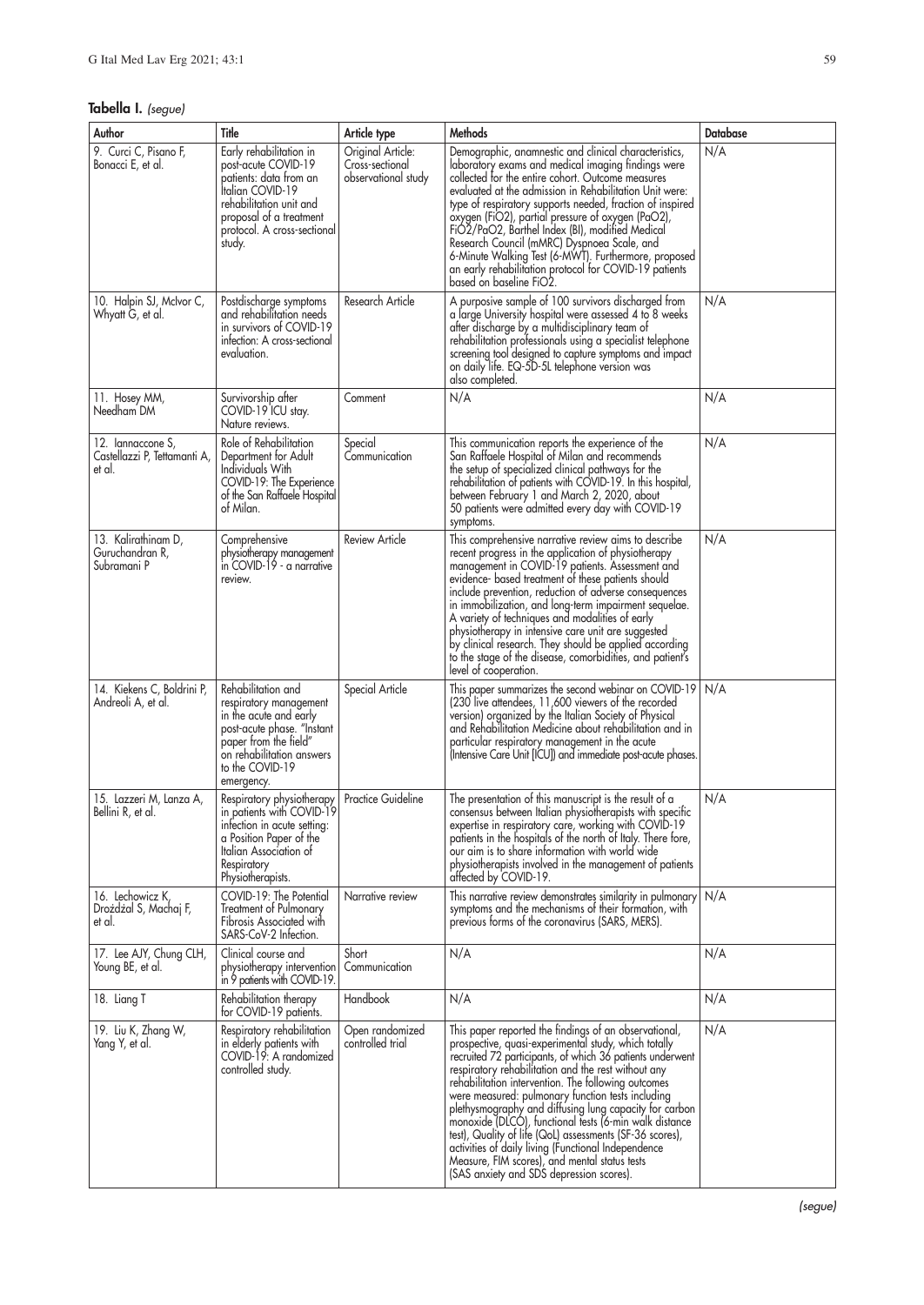**Tabella I.** *(segue)*

| Author | Title | Article type | Methods | Database |
|---|---|---|---|---|
| 9. Curci C, Pisano F, Bonacci E, et al. | Early rehabilitation in post-acute COVID-19 patients: data from an Italian COVID-19 rehabilitation unit and proposal of a treatment protocol. A cross-sectional study. | Original Article: Cross-sectional observational study | Demographic, anamnestic and clinical characteristics, laboratory exams and medical imaging findings were collected for the entire cohort. Outcome measures evaluated at the admission in Rehabilitation Unit were: type of respiratory supports needed, fraction of inspired oxygen (FiO2), partial pressure of oxygen (PaO2), FiO2/PaO2, Barthel Index (BI), modified Medical Research Council (mMRC) Dyspnoea Scale, and 6-Minute Walking Test (6-MWT). Furthermore, proposed an early rehabilitation protocol for COVID-19 patients based on baseline FiO2. | N/A |
| 10. Halpin SJ, McIvor C, Whyatt G, et al. | Postdischarge symptoms and rehabilitation needs in survivors of COVID-19 infection: A cross-sectional evaluation. | Research Article | A purposive sample of 100 survivors discharged from a large University hospital were assessed 4 to 8 weeks after discharge by a multidisciplinary team of rehabilitation professionals using a specialist telephone screening tool designed to capture symptoms and impact on daily life. EQ-5D-5L telephone version was also completed. | N/A |
| 11. Hosey MM, Needham DM | Survivorship after COVID-19 ICU stay. Nature reviews. | Comment | N/A | N/A |
| 12. Iannaccone S, Castellazzi P, Tettamanti A, et al. | Role of Rehabilitation Department for Adult Individuals With COVID-19: The Experience of the San Raffaele Hospital of Milan. | Special Communication | This communication reports the experience of the San Raffaele Hospital of Milan and recommends the setup of specialized clinical pathways for the rehabilitation of patients with COVID-19. In this hospital, between February 1 and March 2, 2020, about 50 patients were admitted every day with COVID-19 symptoms. | N/A |
| 13. Kalirathinam D, Guruchandran R, Subramani P | Comprehensive physiotherapy management in COVID-19 - a narrative review. | Review Article | This comprehensive narrative review aims to describe recent progress in the application of physiotherapy management in COVID-19 patients. Assessment and evidence- based treatment of these patients should include prevention, reduction of adverse consequences in immobilization, and long-term impairment sequelae. A variety of techniques and modalities of early physiotherapy in intensive care unit are suggested by clinical research. They should be applied according to the stage of the disease, comorbidities, and patient's level of cooperation. | N/A |
| 14. Kiekens C, Boldrini P, Andreoli A, et al. | Rehabilitation and respiratory management in the acute and early post-acute phase. "Instant paper from the field" on rehabilitation answers to the COVID-19 emergency. | Special Article | This paper summarizes the second webinar on COVID-19 (230 live attendees, 11,600 viewers of the recorded version) organized by the Italian Society of Physical and Rehabilitation Medicine about rehabilitation and in particular respiratory management in the acute (Intensive Care Unit [ICU]) and immediate post-acute phases. | N/A |
| 15. Lazzeri M, Lanza A, Bellini R, et al. | Respiratory physiotherapy in patients with COVID-19 infection in acute setting: a Position Paper of the Italian Association of Respiratory Physiotherapists. | Practice Guideline | The presentation of this manuscript is the result of a consensus between Italian physiotherapists with specific expertise in respiratory care, working with COVID-19 patients in the hospitals of the north of Italy. There fore, our aim is to share information with world wide physiotherapists involved in the management of patients affected by COVID-19. | N/A |
| 16. Lechowicz K, Drożdżal S, Machaj F, et al. | COVID-19: The Potential Treatment of Pulmonary Fibrosis Associated with SARS-CoV-2 Infection. | Narrative review | This narrative review demonstrates similarity in pulmonary symptoms and the mechanisms of their formation, with previous forms of the coronavirus (SARS, MERS). | N/A |
| 17. Lee AJY, Chung CLH, Young BE, et al. | Clinical course and physiotherapy intervention in 9 patients with COVID-19. | Short Communication | N/A | N/A |
| 18. Liang T | Rehabilitation therapy for COVID-19 patients. | Handbook | N/A | N/A |
| 19. Liu K, Zhang W, Yang Y, et al. | Respiratory rehabilitation in elderly patients with COVID-19: A randomized controlled study. | Open randomized controlled trial | This paper reported the findings of an observational, prospective, quasi-experimental study, which totally recruited 72 participants, of which 36 patients underwent respiratory rehabilitation and the rest without any rehabilitation intervention. The following outcomes were measured: pulmonary function tests including plethysmography and diffusing lung capacity for carbon monoxide (DLCO), functional tests (6-min walk distance test), Quality of life (QoL) assessments (SF-36 scores), activities of daily living (Functional Independence Measure, FIM scores), and mental status tests (SAS anxiety and SDS depression scores). | N/A |

*(segue)*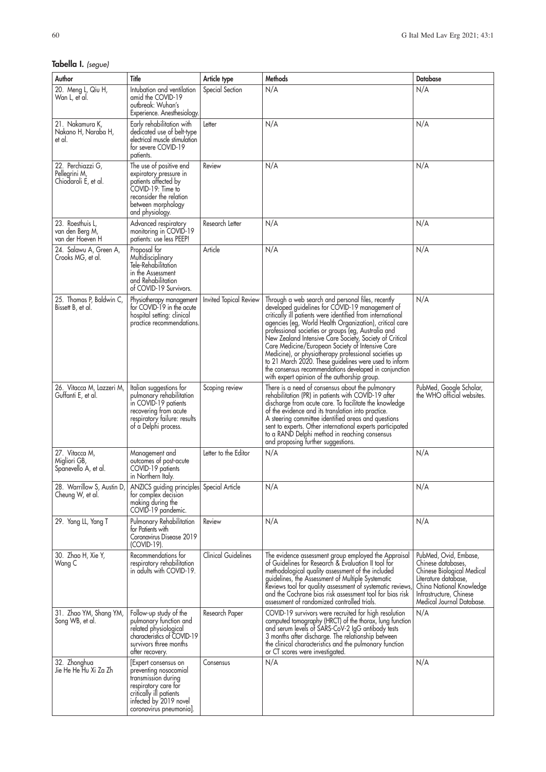**Tabella I.** *(segue)*

| Author | Title | Article type | Methods | Database |
|---|---|---|---|---|
| 20. Meng L, Qiu H, Wan L, et al. | Intubation and ventilation amid the COVID-19 outbreak: Wuhan's Experience. Anesthesiology. | Special Section | N/A | N/A |
| 21. Nakamura K, Nakano H, Naraba H, et al. | Early rehabilitation with dedicated use of belt-type electrical muscle stimulation for severe COVID-19 patients. | Letter | N/A | N/A |
| 22. Perchiazzi G, Pellegrini M, Chiodaroli E, et al. | The use of positive end expiratory pressure in patients affected by COVID-19: Time to reconsider the relation between morphology and physiology. | Review | N/A | N/A |
| 23. Roesthuis L, van den Berg M, van der Hoeven H | Advanced respiratory monitoring in COVID-19 patients: use less PEEP! | Research Letter | N/A | N/A |
| 24. Salawu A, Green A, Crooks MG, et al. | Proposal for Multidisciplinary Tele-Rehabilitation in the Assessment and Rehabilitation of COVID-19 Survivors. | Article | N/A | N/A |
| 25. Thomas P, Baldwin C, Bissett B, et al. | Physiotherapy management for COVID-19 in the acute hospital setting: clinical practice recommendations. | Invited Topical Review | Through a web search and personal files, recently developed guidelines for COVID-19 management of critically ill patients were identified from international agencies (eg, World Health Organization), critical care professional societies or groups (eg, Australia and New Zealand Intensive Care Society, Society of Critical Care Medicine/European Society of Intensive Care Medicine), or physiotherapy professional societies up to 21 March 2020. These guidelines were used to inform the consensus recommendations developed in conjunction with expert opinion of the authorship group. | N/A |
| 26. Vitacca M, Lazzeri M, Guffanti E, et al. | Italian suggestions for pulmonary rehabilitation in COVID-19 patients recovering from acute respiratory failure: results of a Delphi process. | Scoping review | There is a need of consensus about the pulmonary rehabilitation (PR) in patients with COVID-19 after discharge from acute care. To facilitate the knowledge of the evidence and its translation into practice. A steering committee identified areas and questions sent to experts. Other international experts participated to a RAND Delphi method in reaching consensus and proposing further suggestions. | PubMed, Google Scholar, the WHO official websites. |
| 27. Vitacca M, Migliori GB, Spanevello A, et al. | Management and outcomes of post-acute COVID-19 patients in Northern Italy. | Letter to the Editor | N/A | N/A |
| 28. Warrillow S, Austin D, Cheung W, et al. | ANZICS guiding principles for complex decision making during the COVID-19 pandemic. | Special Article | N/A | N/A |
| 29. Yang LL, Yang T | Pulmonary Rehabilitation for Patients with Coronavirus Disease 2019 (COVID-19). | Review | N/A | N/A |
| 30. Zhao H, Xie Y, Wang C | Recommendations for respiratory rehabilitation in adults with COVID-19. | Clinical Guidelines | The evidence assessment group employed the Appraisal of Guidelines for Research & Evaluation II tool for methodological quality assessment of the included guidelines, the Assessment of Multiple Systematic Reviews tool for quality assessment of systematic reviews, and the Cochrane bias risk assessment tool for bias risk assessment of randomized controlled trials. | PubMed, Ovid, Embase, Chinese databases, Chinese Biological Medical Literature database, China National Knowledge Infrastructure, Chinese Medical Journal Database. |
| 31. Zhao YM, Shang YM, Song WB, et al. | Follow-up study of the pulmonary function and related physiological characteristics of COVID-19 survivors three months after recovery. | Research Paper | COVID-19 survivors were recruited for high resolution computed tomography (HRCT) of the thorax, lung function and serum levels of SARS-CoV-2 IgG antibody tests 3 months after discharge. The relationship between the clinical characteristics and the pulmonary function or CT scores were investigated. | N/A |
| 32. Zhonghua Jie He He Hu Xi Za Zh | [Expert consensus on preventing nosocomial transmission during respiratory care for critically ill patients infected by 2019 novel coronavirus pneumonia]. | Consensus | N/A | N/A |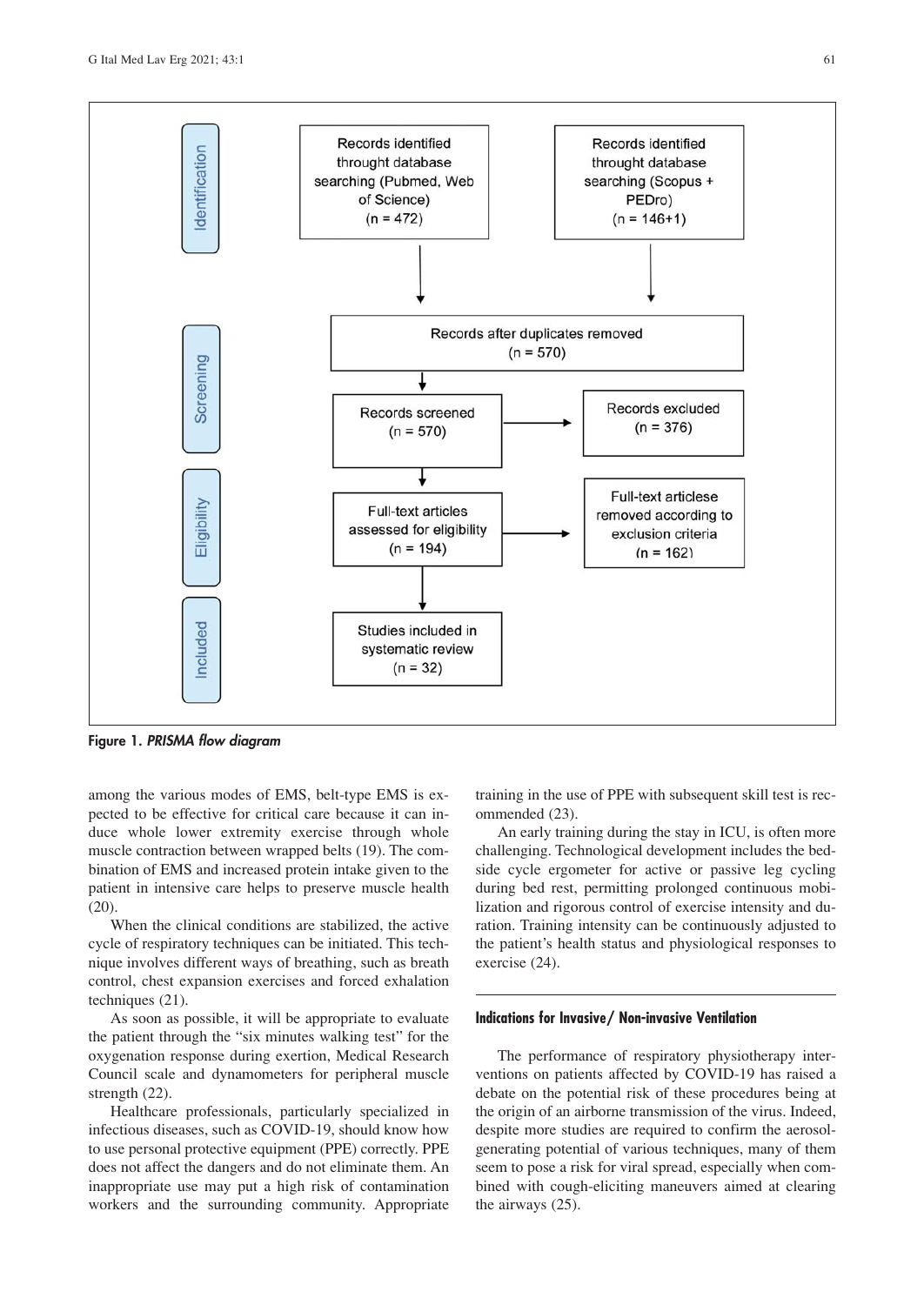Records identified throught database searching (Pubmed, Web of Science) (n = 472)

Records identified throught database searching (Scopus + PEDro) (n = 146+1)

Records after duplicates removed (n = 570)

Records screened (n = 570)

Records excluded (n = 376)

Full-text articles assessed for eligibility (n = 194)

Full-text articlese removed according to exclusion criteria (n = 162)

Studies included in systematic review (n = 32)

Identification · Screening · Eligibility · Included

**Figure 1.** ***PRISMA flow diagram***

among the various modes of EMS, belt-type EMS is expected to be effective for critical care because it can induce whole lower extremity exercise through whole muscle contraction between wrapped belts (19). The combination of EMS and increased protein intake given to the patient in intensive care helps to preserve muscle health (20).

When the clinical conditions are stabilized, the active cycle of respiratory techniques can be initiated. This technique involves different ways of breathing, such as breath control, chest expansion exercises and forced exhalation techniques (21).

As soon as possible, it will be appropriate to evaluate the patient through the "six minutes walking test" for the oxygenation response during exertion, Medical Research Council scale and dynamometers for peripheral muscle strength (22).

Healthcare professionals, particularly specialized in infectious diseases, such as COVID-19, should know how to use personal protective equipment (PPE) correctly. PPE does not affect the dangers and do not eliminate them. An inappropriate use may put a high risk of contamination workers and the surrounding community. Appropriate training in the use of PPE with subsequent skill test is recommended (23).

An early training during the stay in ICU, is often more challenging. Technological development includes the bedside cycle ergometer for active or passive leg cycling during bed rest, permitting prolonged continuous mobilization and rigorous control of exercise intensity and duration. Training intensity can be continuously adjusted to the patient's health status and physiological responses to exercise (24).

## Indications for Invasive/ Non-invasive Ventilation

The performance of respiratory physiotherapy interventions on patients affected by COVID-19 has raised a debate on the potential risk of these procedures being at the origin of an airborne transmission of the virus. Indeed, despite more studies are required to confirm the aerosol-generating potential of various techniques, many of them seem to pose a risk for viral spread, especially when combined with cough-eliciting maneuvers aimed at clearing the airways (25).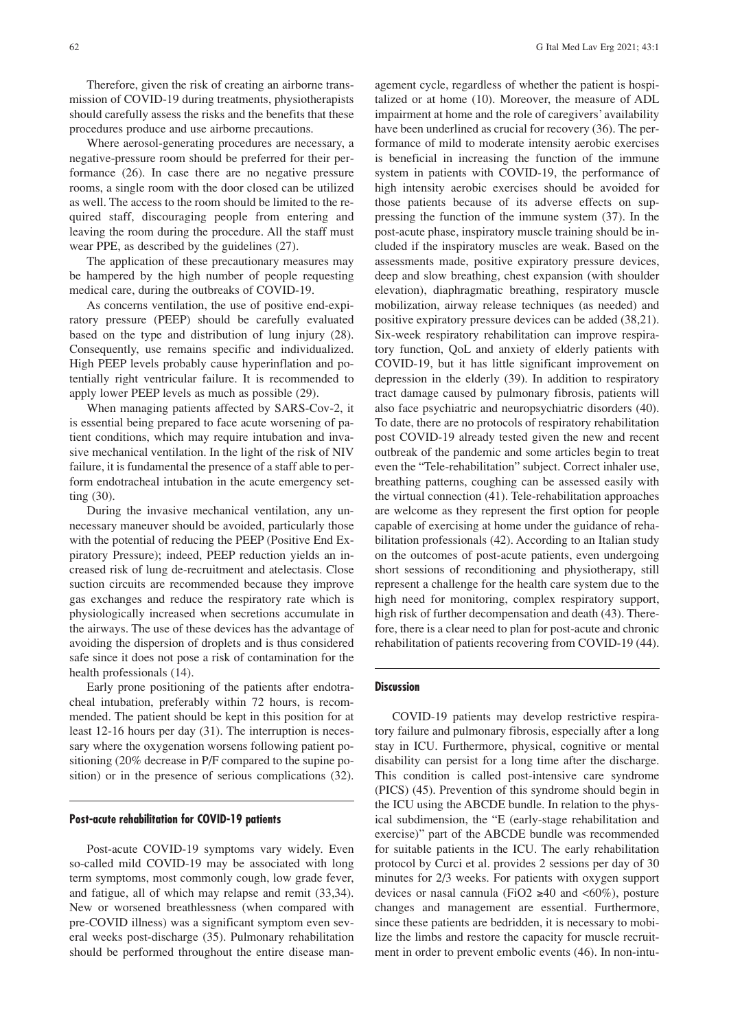Therefore, given the risk of creating an airborne transmission of COVID-19 during treatments, physiotherapists should carefully assess the risks and the benefits that these procedures produce and use airborne precautions.

Where aerosol-generating procedures are necessary, a negative-pressure room should be preferred for their performance (26). In case there are no negative pressure rooms, a single room with the door closed can be utilized as well. The access to the room should be limited to the required staff, discouraging people from entering and leaving the room during the procedure. All the staff must wear PPE, as described by the guidelines (27).

The application of these precautionary measures may be hampered by the high number of people requesting medical care, during the outbreaks of COVID-19.

As concerns ventilation, the use of positive end-expiratory pressure (PEEP) should be carefully evaluated based on the type and distribution of lung injury (28). Consequently, use remains specific and individualized. High PEEP levels probably cause hyperinflation and potentially right ventricular failure. It is recommended to apply lower PEEP levels as much as possible (29).

When managing patients affected by SARS-Cov-2, it is essential being prepared to face acute worsening of patient conditions, which may require intubation and invasive mechanical ventilation. In the light of the risk of NIV failure, it is fundamental the presence of a staff able to perform endotracheal intubation in the acute emergency setting (30).

During the invasive mechanical ventilation, any unnecessary maneuver should be avoided, particularly those with the potential of reducing the PEEP (Positive End Expiratory Pressure); indeed, PEEP reduction yields an increased risk of lung de-recruitment and atelectasis. Close suction circuits are recommended because they improve gas exchanges and reduce the respiratory rate which is physiologically increased when secretions accumulate in the airways. The use of these devices has the advantage of avoiding the dispersion of droplets and is thus considered safe since it does not pose a risk of contamination for the health professionals (14).

Early prone positioning of the patients after endotracheal intubation, preferably within 72 hours, is recommended. The patient should be kept in this position for at least 12-16 hours per day (31). The interruption is necessary where the oxygenation worsens following patient positioning (20% decrease in P/F compared to the supine position) or in the presence of serious complications (32).

## Post-acute rehabilitation for COVID-19 patients

Post-acute COVID-19 symptoms vary widely. Even so-called mild COVID-19 may be associated with long term symptoms, most commonly cough, low grade fever, and fatigue, all of which may relapse and remit (33,34). New or worsened breathlessness (when compared with pre-COVID illness) was a significant symptom even several weeks post-discharge (35). Pulmonary rehabilitation should be performed throughout the entire disease management cycle, regardless of whether the patient is hospitalized or at home (10). Moreover, the measure of ADL impairment at home and the role of caregivers' availability have been underlined as crucial for recovery (36). The performance of mild to moderate intensity aerobic exercises is beneficial in increasing the function of the immune system in patients with COVID-19, the performance of high intensity aerobic exercises should be avoided for those patients because of its adverse effects on suppressing the function of the immune system (37). In the post-acute phase, inspiratory muscle training should be included if the inspiratory muscles are weak. Based on the assessments made, positive expiratory pressure devices, deep and slow breathing, chest expansion (with shoulder elevation), diaphragmatic breathing, respiratory muscle mobilization, airway release techniques (as needed) and positive expiratory pressure devices can be added (38,21). Six-week respiratory rehabilitation can improve respiratory function, QoL and anxiety of elderly patients with COVID-19, but it has little significant improvement on depression in the elderly (39). In addition to respiratory tract damage caused by pulmonary fibrosis, patients will also face psychiatric and neuropsychiatric disorders (40). To date, there are no protocols of respiratory rehabilitation post COVID-19 already tested given the new and recent outbreak of the pandemic and some articles begin to treat even the "Tele-rehabilitation" subject. Correct inhaler use, breathing patterns, coughing can be assessed easily with the virtual connection (41). Tele-rehabilitation approaches are welcome as they represent the first option for people capable of exercising at home under the guidance of rehabilitation professionals (42). According to an Italian study on the outcomes of post-acute patients, even undergoing short sessions of reconditioning and physiotherapy, still represent a challenge for the health care system due to the high need for monitoring, complex respiratory support, high risk of further decompensation and death (43). Therefore, there is a clear need to plan for post-acute and chronic rehabilitation of patients recovering from COVID-19 (44).

## Discussion

COVID-19 patients may develop restrictive respiratory failure and pulmonary fibrosis, especially after a long stay in ICU. Furthermore, physical, cognitive or mental disability can persist for a long time after the discharge. This condition is called post-intensive care syndrome (PICS) (45). Prevention of this syndrome should begin in the ICU using the ABCDE bundle. In relation to the physical subdimension, the "E (early-stage rehabilitation and exercise)" part of the ABCDE bundle was recommended for suitable patients in the ICU. The early rehabilitation protocol by Curci et al. provides 2 sessions per day of 30 minutes for 2/3 weeks. For patients with oxygen support devices or nasal cannula ($FiO_2$ ≥40 and <60%), posture changes and management are essential. Furthermore, since these patients are bedridden, it is necessary to mobilize the limbs and restore the capacity for muscle recruitment in order to prevent embolic events (46). In non-intu-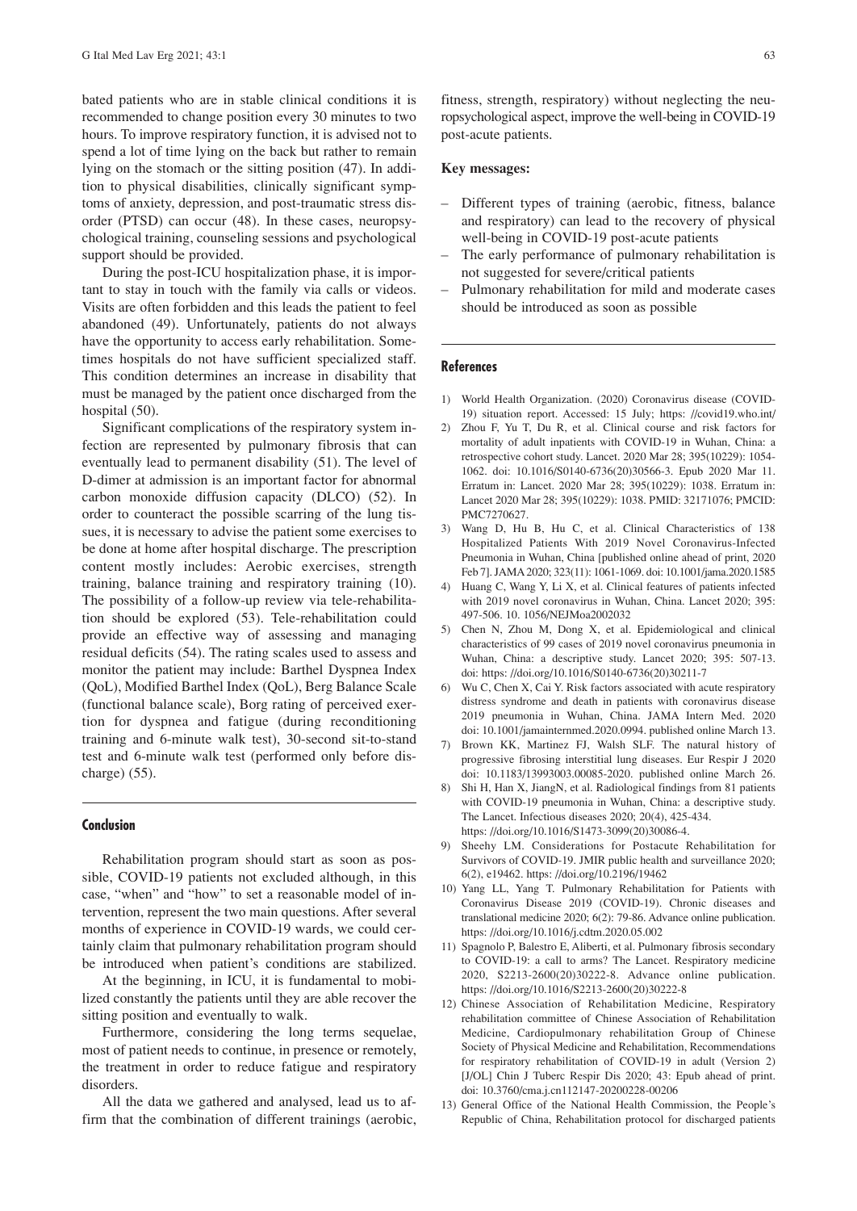bated patients who are in stable clinical conditions it is recommended to change position every 30 minutes to two hours. To improve respiratory function, it is advised not to spend a lot of time lying on the back but rather to remain lying on the stomach or the sitting position (47). In addition to physical disabilities, clinically significant symptoms of anxiety, depression, and post-traumatic stress disorder (PTSD) can occur (48). In these cases, neuropsychological training, counseling sessions and psychological support should be provided.

During the post-ICU hospitalization phase, it is important to stay in touch with the family via calls or videos. Visits are often forbidden and this leads the patient to feel abandoned (49). Unfortunately, patients do not always have the opportunity to access early rehabilitation. Sometimes hospitals do not have sufficient specialized staff. This condition determines an increase in disability that must be managed by the patient once discharged from the hospital (50).

Significant complications of the respiratory system infection are represented by pulmonary fibrosis that can eventually lead to permanent disability (51). The level of D-dimer at admission is an important factor for abnormal carbon monoxide diffusion capacity (DLCO) (52). In order to counteract the possible scarring of the lung tissues, it is necessary to advise the patient some exercises to be done at home after hospital discharge. The prescription content mostly includes: Aerobic exercises, strength training, balance training and respiratory training (10). The possibility of a follow-up review via tele-rehabilitation should be explored (53). Tele-rehabilitation could provide an effective way of assessing and managing residual deficits (54). The rating scales used to assess and monitor the patient may include: Barthel Dyspnea Index (QoL), Modified Barthel Index (QoL), Berg Balance Scale (functional balance scale), Borg rating of perceived exertion for dyspnea and fatigue (during reconditioning training and 6-minute walk test), 30-second sit-to-stand test and 6-minute walk test (performed only before discharge) (55).

## Conclusion

Rehabilitation program should start as soon as possible, COVID-19 patients not excluded although, in this case, "when" and "how" to set a reasonable model of intervention, represent the two main questions. After several months of experience in COVID-19 wards, we could certainly claim that pulmonary rehabilitation program should be introduced when patient's conditions are stabilized.

At the beginning, in ICU, it is fundamental to mobilized constantly the patients until they are able recover the sitting position and eventually to walk.

Furthermore, considering the long terms sequelae, most of patient needs to continue, in presence or remotely, the treatment in order to reduce fatigue and respiratory disorders.

All the data we gathered and analysed, lead us to affirm that the combination of different trainings (aerobic, fitness, strength, respiratory) without neglecting the neuropsychological aspect, improve the well-being in COVID-19 post-acute patients.

**Key messages:**

- Different types of training (aerobic, fitness, balance and respiratory) can lead to the recovery of physical well-being in COVID-19 post-acute patients
- The early performance of pulmonary rehabilitation is not suggested for severe/critical patients
- Pulmonary rehabilitation for mild and moderate cases should be introduced as soon as possible

## References

1) World Health Organization. (2020) Coronavirus disease (COVID-19) situation report. Accessed: 15 July; https: //covid19.who.int/
2) Zhou F, Yu T, Du R, et al. Clinical course and risk factors for mortality of adult inpatients with COVID-19 in Wuhan, China: a retrospective cohort study. Lancet. 2020 Mar 28; 395(10229): 1054-1062. doi: 10.1016/S0140-6736(20)30566-3. Epub 2020 Mar 11. Erratum in: Lancet. 2020 Mar 28; 395(10229): 1038. Erratum in: Lancet 2020 Mar 28; 395(10229): 1038. PMID: 32171076; PMCID: PMC7270627.
3) Wang D, Hu B, Hu C, et al. Clinical Characteristics of 138 Hospitalized Patients With 2019 Novel Coronavirus-Infected Pneumonia in Wuhan, China [published online ahead of print, 2020 Feb 7]. JAMA 2020; 323(11): 1061-1069. doi: 10.1001/jama.2020.1585
4) Huang C, Wang Y, Li X, et al. Clinical features of patients infected with 2019 novel coronavirus in Wuhan, China. Lancet 2020; 395: 497-506. 10. 1056/NEJMoa2002032
5) Chen N, Zhou M, Dong X, et al. Epidemiological and clinical characteristics of 99 cases of 2019 novel coronavirus pneumonia in Wuhan, China: a descriptive study. Lancet 2020; 395: 507-13. doi: https: //doi.org/10.1016/S0140-6736(20)30211-7
6) Wu C, Chen X, Cai Y. Risk factors associated with acute respiratory distress syndrome and death in patients with coronavirus disease 2019 pneumonia in Wuhan, China. JAMA Intern Med. 2020 doi: 10.1001/jamainternmed.2020.0994. published online March 13.
7) Brown KK, Martinez FJ, Walsh SLF. The natural history of progressive fibrosing interstitial lung diseases. Eur Respir J 2020 doi: 10.1183/13993003.00085-2020. published online March 26.
8) Shi H, Han X, JiangN, et al. Radiological findings from 81 patients with COVID-19 pneumonia in Wuhan, China: a descriptive study. The Lancet. Infectious diseases 2020; 20(4), 425-434. https: //doi.org/10.1016/S1473-3099(20)30086-4.
9) Sheehy LM. Considerations for Postacute Rehabilitation for Survivors of COVID-19. JMIR public health and surveillance 2020; 6(2), e19462. https: //doi.org/10.2196/19462
10) Yang LL, Yang T. Pulmonary Rehabilitation for Patients with Coronavirus Disease 2019 (COVID-19). Chronic diseases and translational medicine 2020; 6(2): 79-86. Advance online publication. https: //doi.org/10.1016/j.cdtm.2020.05.002
11) Spagnolo P, Balestro E, Aliberti, et al. Pulmonary fibrosis secondary to COVID-19: a call to arms? The Lancet. Respiratory medicine 2020, S2213-2600(20)30222-8. Advance online publication. https: //doi.org/10.1016/S2213-2600(20)30222-8
12) Chinese Association of Rehabilitation Medicine, Respiratory rehabilitation committee of Chinese Association of Rehabilitation Medicine, Cardiopulmonary rehabilitation Group of Chinese Society of Physical Medicine and Rehabilitation, Recommendations for respiratory rehabilitation of COVID-19 in adult (Version 2) [J/OL] Chin J Tuberc Respir Dis 2020; 43: Epub ahead of print. doi: 10.3760/cma.j.cn112147-20200228-00206
13) General Office of the National Health Commission, the People's Republic of China, Rehabilitation protocol for discharged patients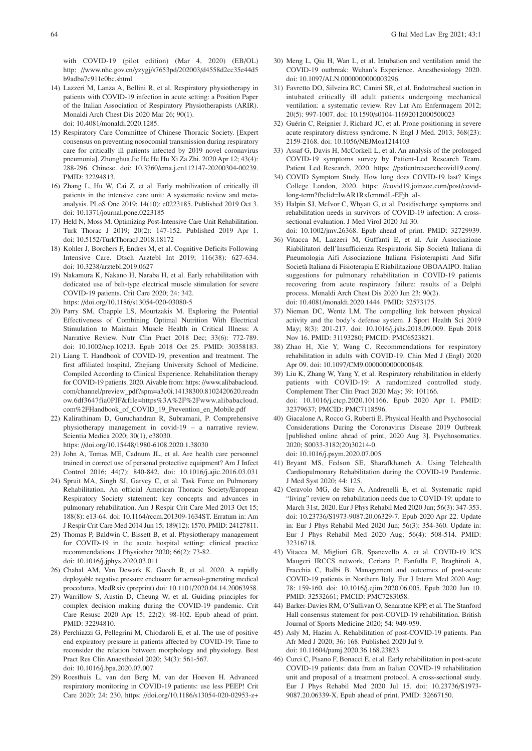with COVID-19 (pilot edition) (Mar 4, 2020) (EB/OL) http: //www.nhc.gov.cn/yzygj/s7653pd/202003/d4558d2cc35e44d5b9adba7c911e0bc.shtml

14) Lazzeri M, Lanza A, Bellini R, et al. Respiratory physiotherapy in patients with COVID-19 infection in acute setting: a Position Paper of the Italian Association of Respiratory Physiotherapists (ARIR). Monaldi Arch Chest Dis 2020 Mar 26; 90(1). doi: 10.4081/monaldi.2020.1285.
15) Respiratory Care Committee of Chinese Thoracic Society. [Expert consensus on preventing nosocomial transmission during respiratory care for critically ill patients infected by 2019 novel coronavirus pneumonia]. Zhonghua Jie He He Hu Xi Za Zhi. 2020 Apr 12; 43(4): 288-296. Chinese. doi: 10.3760/cma.j.cn112147-20200304-00239. PMID: 32294813.
16) Zhang L, Hu W, Cai Z, et al. Early mobilization of critically ill patients in the intensive care unit: A systematic review and meta-analysis. PLoS One 2019; 14(10): e0223185. Published 2019 Oct 3. doi: 10.1371/journal.pone.0223185
17) Held N, Moss M. Optimizing Post-Intensive Care Unit Rehabilitation. Turk Thorac J 2019; 20(2): 147-152. Published 2019 Apr 1. doi: 10.5152/TurkThoracJ.2018.18172
18) Kohler J, Borchers F, Endres M, et al. Cognitive Deficits Following Intensive Care. Dtsch Arztebl Int 2019; 116(38): 627-634. doi: 10.3238/arztebl.2019.0627
19) Nakamura K, Nakano H, Naraba H, et al. Early rehabilitation with dedicated use of belt-type electrical muscle stimulation for severe COVID-19 patients. Crit Care 2020; 24: 342. https: //doi.org/10.1186/s13054-020-03080-5
20) Parry SM, Chapple LS, Mourtzakis M. Exploring the Potential Effectiveness of Combining Optimal Nutrition With Electrical Stimulation to Maintain Muscle Health in Critical Illness: A Narrative Review. Nutr Clin Pract 2018 Dec; 33(6): 772-789. doi: 10.1002/ncp.10213. Epub 2018 Oct 25. PMID: 30358183.
21) Liang T. Handbook of COVID-19, prevention and treatment. The first affiliated hospital, Zhejiang University School of Medicine. Compiled According to Clinical Experience. Rehabilitation therapy for COVID-19 patients. 2020. Aivable from: https: //www.alibabacloud.com/channel/preview_pdf?spm=a3c0i.14138300.8102420620.readnow.6df3647fia0PIF&file=https%3A%2F%2Fwww.alibabacloud.com%2FHandbook_of_COVID_19_Prevention_en_Mobile.pdf
22) Kalirathinam D, Guruchandran R, Subramani, P. Comprehensive physiotherapy management in covid-19 – a narrative review. Scientia Medica 2020; 30(1), e38030. https: //doi.org/10.15448/1980-6108.2020.1.38030
23) John A, Tomas ME, Cadnum JL, et al. Are health care personnel trained in correct use of personal protective equipment? Am J Infect Control 2016; 44(7): 840-842. doi: 10.1016/j.ajic.2016.03.031
24) Spruit MA, Singh SJ, Garvey C, et al. Task Force on Pulmonary Rehabilitation. An official American Thoracic Society/European Respiratory Society statement: key concepts and advances in pulmonary rehabilitation. Am J Respir Crit Care Med 2013 Oct 15; 188(8): e13-64. doi: 10.1164/rccm.201309-1634ST. Erratum in: Am J Respir Crit Care Med 2014 Jun 15; 189(12): 1570. PMID: 24127811.
25) Thomas P, Baldwin C, Bissett B, et al. Physiotherapy management for COVID-19 in the acute hospital setting: clinical practice recommendations. J Physiother 2020; 66(2): 73-82. doi: 10.1016/j.jphys.2020.03.011
26) Chahal AM, Van Dewark K, Gooch R, et al. 2020. A rapidly deployable negative pressure enclosure for aerosol-generating medical procedures. MedRxiv (preprint) doi: 10.1101/2020.04.14.20063958.
27) Warrillow S, Austin D, Cheung W, et al. Guiding principles for complex decision making during the COVID-19 pandemic. Crit Care Resusc 2020 Apr 15; 22(2): 98-102. Epub ahead of print. PMID: 32294810.
28) Perchiazzi G, Pellegrini M, Chiodaroli E, et al. The use of positive end expiratory pressure in patients affected by COVID-19: Time to reconsider the relation between morphology and physiology. Best Pract Res Clin Anaesthesiol 2020; 34(3): 561-567. doi: 10.1016/j.bpa.2020.07.007
29) Roesthuis L, van den Berg M, van der Hoeven H. Advanced respiratory monitoring in COVID-19 patients: use less PEEP! Crit Care 2020; 24: 230. https: //doi.org/10.1186/s13054-020-02953-z+
30) Meng L, Qiu H, Wan L, et al. Intubation and ventilation amid the COVID-19 outbreak: Wuhan's Experience. Anesthesiology 2020. doi: 10.1097/ALN.0000000000003296.
31) Favretto DO, Silveira RC, Canini SR, et al. Endotracheal suction in intubated critically ill adult patients undergoing mechanical ventilation: a systematic review. Rev Lat Am Enfermagem 2012; 20(5): 997-1007. doi: 10.1590/s0104-11692012000500023
32) Guérin C, Reignier J, Richard JC, et al. Prone positioning in severe acute respiratory distress syndrome. N Engl J Med. 2013; 368(23): 2159-2168. doi: 10.1056/NEJMoa1214103
33) Assaf G, Davis H, McCorkell L, et al. An analysis of the prolonged COVID-19 symptoms survey by Patient-Led Research Team. Patient Led Research, 2020. https: //patientresearchcovid19.com/.
34) COVID Symptom Study. How long does COVID-19 last? Kings College London, 2020. https: //covid19.joinzoe.com/post/covid-long-term?fbclid=IwAR1RxIcmmdL-EFjh_aI-.
35) Halpin SJ, McIvor C, Whyatt G, et al. Postdischarge symptoms and rehabilitation needs in survivors of COVID-19 infection: A cross-sectional evaluation. J Med Virol 2020 Jul 30. doi: 10.1002/jmv.26368. Epub ahead of print. PMID: 32729939.
36) Vitacca M, Lazzeri M, Guffanti E, et al. Arir Associazione Riabilitatori dell'Insufficienza Respiratoria Sip Società Italiana di Pneumologia Aifi Associazione Italiana Fisioterapisti And Sifir Società Italiana di Fisioterapia E Riabilitazione OBOAAIPO. Italian suggestions for pulmonary rehabilitation in COVID-19 patients recovering from acute respiratory failure: results of a Delphi process. Monaldi Arch Chest Dis 2020 Jun 23; 90(2). doi: 10.4081/monaldi.2020.1444. PMID: 32573175.
37) Nieman DC, Wentz LM. The compelling link between physical activity and the body's defense system. J Sport Health Sci 2019 May; 8(3): 201-217. doi: 10.1016/j.jshs.2018.09.009. Epub 2018 Nov 16. PMID: 31193280; PMCID: PMC6523821.
38) Zhao H, Xie Y, Wang C. Recommendations for respiratory rehabilitation in adults with COVID-19. Chin Med J (Engl) 2020 Apr 09. doi: 10.1097/CM9.0000000000000848.
39) Liu K, Zhang W, Yang Y, et al. Respiratory rehabilitation in elderly patients with COVID-19: A randomized controlled study. Complement Ther Clin Pract 2020 May; 39: 101166. doi: 10.1016/j.ctcp.2020.101166. Epub 2020 Apr 1. PMID: 32379637; PMCID: PMC7118596.
40) Giacalone A, Rocco G, Ruberti E. Physical Health and Psychosocial Considerations During the Coronavirus Disease 2019 Outbreak [published online ahead of print, 2020 Aug 3]. Psychosomatics. 2020; S0033-3182(20)30214-0. doi: 10.1016/j.psym.2020.07.005
41) Bryant MS, Fedson SE, Sharafkhaneh A. Using Telehealth Cardiopulmonary Rehabilitation during the COVID-19 Pandemic. J Med Syst 2020; 44: 125.
42) Ceravolo MG, de Sire A, Andrenelli E, et al. Systematic rapid "living" review on rehabilitation needs due to COVID-19: update to March 31st, 2020. Eur J Phys Rehabil Med 2020 Jun; 56(3): 347-353. doi: 10.23736/S1973-9087.20.06329-7. Epub 2020 Apr 22. Update in: Eur J Phys Rehabil Med 2020 Jun; 56(3): 354-360. Update in: Eur J Phys Rehabil Med 2020 Aug; 56(4): 508-514. PMID: 32316718.
43) Vitacca M, Migliori GB, Spanevello A, et al. COVID-19 ICS Maugeri IRCCS network, Ceriana P, Fanfulla F, Braghiroli A, Fracchia C, Balbi B. Management and outcomes of post-acute COVID-19 patients in Northern Italy. Eur J Intern Med 2020 Aug; 78: 159-160. doi: 10.1016/j.ejim.2020.06.005. Epub 2020 Jun 10. PMID: 32532661; PMCID: PMC7283058.
44) Barker-Davies RM, O'Sullivan O, Senaratne KPP, et al. The Stanford Hall consensus statement for post-COVID-19 rehabilitation. British Journal of Sports Medicine 2020; 54: 949-959.
45) Asly M, Hazim A. Rehabilitation of post-COVID-19 patients. Pan Afr Med J 2020; 36: 168. Published 2020 Jul 9. doi: 10.11604/pamj.2020.36.168.23823
46) Curci C, Pisano F, Bonacci E, et al. Early rehabilitation in post-acute COVID-19 patients: data from an Italian COVID-19 rehabilitation unit and proposal of a treatment protocol. A cross-sectional study. Eur J Phys Rehabil Med 2020 Jul 15. doi: 10.23736/S1973-9087.20.06339-X. Epub ahead of print. PMID: 32667150.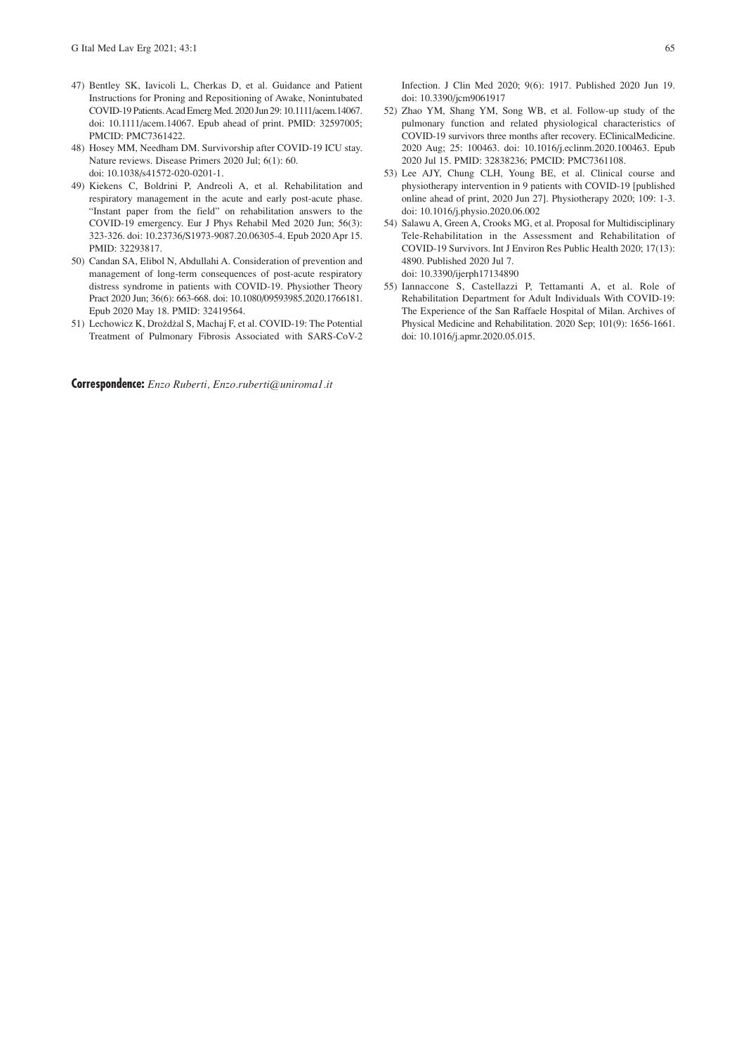47) Bentley SK, Iavicoli L, Cherkas D, et al. Guidance and Patient Instructions for Proning and Repositioning of Awake, Nonintubated COVID-19 Patients. Acad Emerg Med. 2020 Jun 29: 10.1111/acem.14067. doi: 10.1111/acem.14067. Epub ahead of print. PMID: 32597005; PMCID: PMC7361422.
48) Hosey MM, Needham DM. Survivorship after COVID-19 ICU stay. Nature reviews. Disease Primers 2020 Jul; 6(1): 60. doi: 10.1038/s41572-020-0201-1.
49) Kiekens C, Boldrini P, Andreoli A, et al. Rehabilitation and respiratory management in the acute and early post-acute phase. "Instant paper from the field" on rehabilitation answers to the COVID-19 emergency. Eur J Phys Rehabil Med 2020 Jun; 56(3): 323-326. doi: 10.23736/S1973-9087.20.06305-4. Epub 2020 Apr 15. PMID: 32293817.
50) Candan SA, Elibol N, Abdullahi A. Consideration of prevention and management of long-term consequences of post-acute respiratory distress syndrome in patients with COVID-19. Physiother Theory Pract 2020 Jun; 36(6): 663-668. doi: 10.1080/09593985.2020.1766181. Epub 2020 May 18. PMID: 32419564.
51) Lechowicz K, Drożdżal S, Machaj F, et al. COVID-19: The Potential Treatment of Pulmonary Fibrosis Associated with SARS-CoV-2 Infection. J Clin Med 2020; 9(6): 1917. Published 2020 Jun 19. doi: 10.3390/jcm9061917
52) Zhao YM, Shang YM, Song WB, et al. Follow-up study of the pulmonary function and related physiological characteristics of COVID-19 survivors three months after recovery. EClinicalMedicine. 2020 Aug; 25: 100463. doi: 10.1016/j.eclinm.2020.100463. Epub 2020 Jul 15. PMID: 32838236; PMCID: PMC7361108.
53) Lee AJY, Chung CLH, Young BE, et al. Clinical course and physiotherapy intervention in 9 patients with COVID-19 [published online ahead of print, 2020 Jun 27]. Physiotherapy 2020; 109: 1-3. doi: 10.1016/j.physio.2020.06.002
54) Salawu A, Green A, Crooks MG, et al. Proposal for Multidisciplinary Tele-Rehabilitation in the Assessment and Rehabilitation of COVID-19 Survivors. Int J Environ Res Public Health 2020; 17(13): 4890. Published 2020 Jul 7. doi: 10.3390/ijerph17134890
55) Iannaccone S, Castellazzi P, Tettamanti A, et al. Role of Rehabilitation Department for Adult Individuals With COVID-19: The Experience of the San Raffaele Hospital of Milan. Archives of Physical Medicine and Rehabilitation. 2020 Sep; 101(9): 1656-1661. doi: 10.1016/j.apmr.2020.05.015.

**Correspondence:** *Enzo Ruberti, Enzo.ruberti@uniroma1.it*